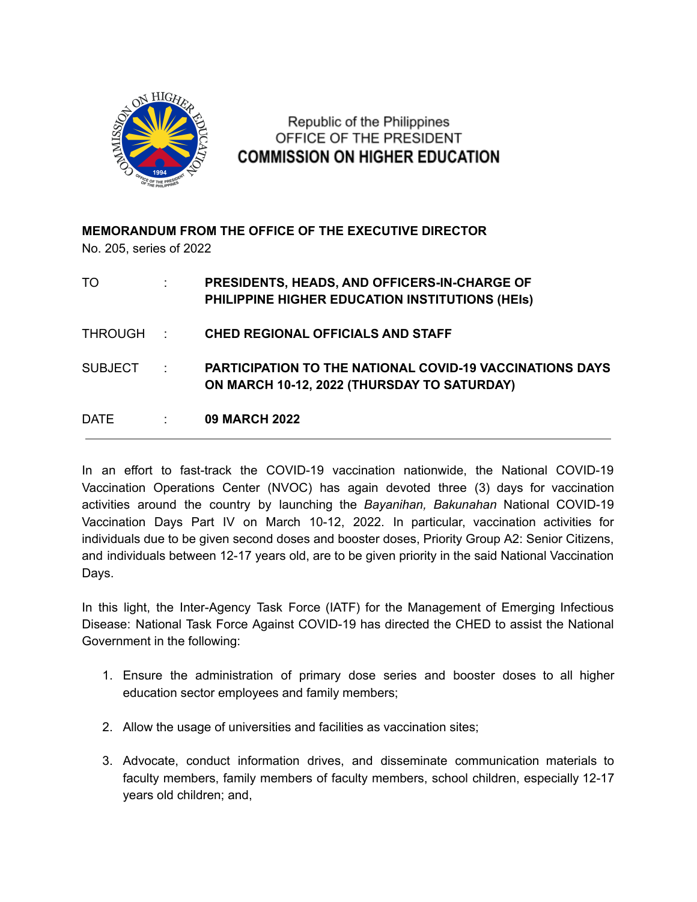Republic of the Philippines
OFFICE OF THE PRESIDENT
**COMMISSION ON HIGHER EDUCATION**

**MEMORANDUM FROM THE OFFICE OF THE EXECUTIVE DIRECTOR**
No. 205, series of 2022

| | | |
|---|---|---|
| TO | : | **PRESIDENTS, HEADS, AND OFFICERS-IN-CHARGE OF PHILIPPINE HIGHER EDUCATION INSTITUTIONS (HEIs)** |
| THROUGH | : | **CHED REGIONAL OFFICIALS AND STAFF** |
| SUBJECT | : | **PARTICIPATION TO THE NATIONAL COVID-19 VACCINATIONS DAYS ON MARCH 10-12, 2022 (THURSDAY TO SATURDAY)** |
| DATE | : | **09 MARCH 2022** |

---

In an effort to fast-track the COVID-19 vaccination nationwide, the National COVID-19 Vaccination Operations Center (NVOC) has again devoted three (3) days for vaccination activities around the country by launching the *Bayanihan, Bakunahan* National COVID-19 Vaccination Days Part IV on March 10-12, 2022. In particular, vaccination activities for individuals due to be given second doses and booster doses, Priority Group A2: Senior Citizens, and individuals between 12-17 years old, are to be given priority in the said National Vaccination Days.

In this light, the Inter-Agency Task Force (IATF) for the Management of Emerging Infectious Disease: National Task Force Against COVID-19 has directed the CHED to assist the National Government in the following:

1. Ensure the administration of primary dose series and booster doses to all higher education sector employees and family members;

2. Allow the usage of universities and facilities as vaccination sites;

3. Advocate, conduct information drives, and disseminate communication materials to faculty members, family members of faculty members, school children, especially 12-17 years old children; and,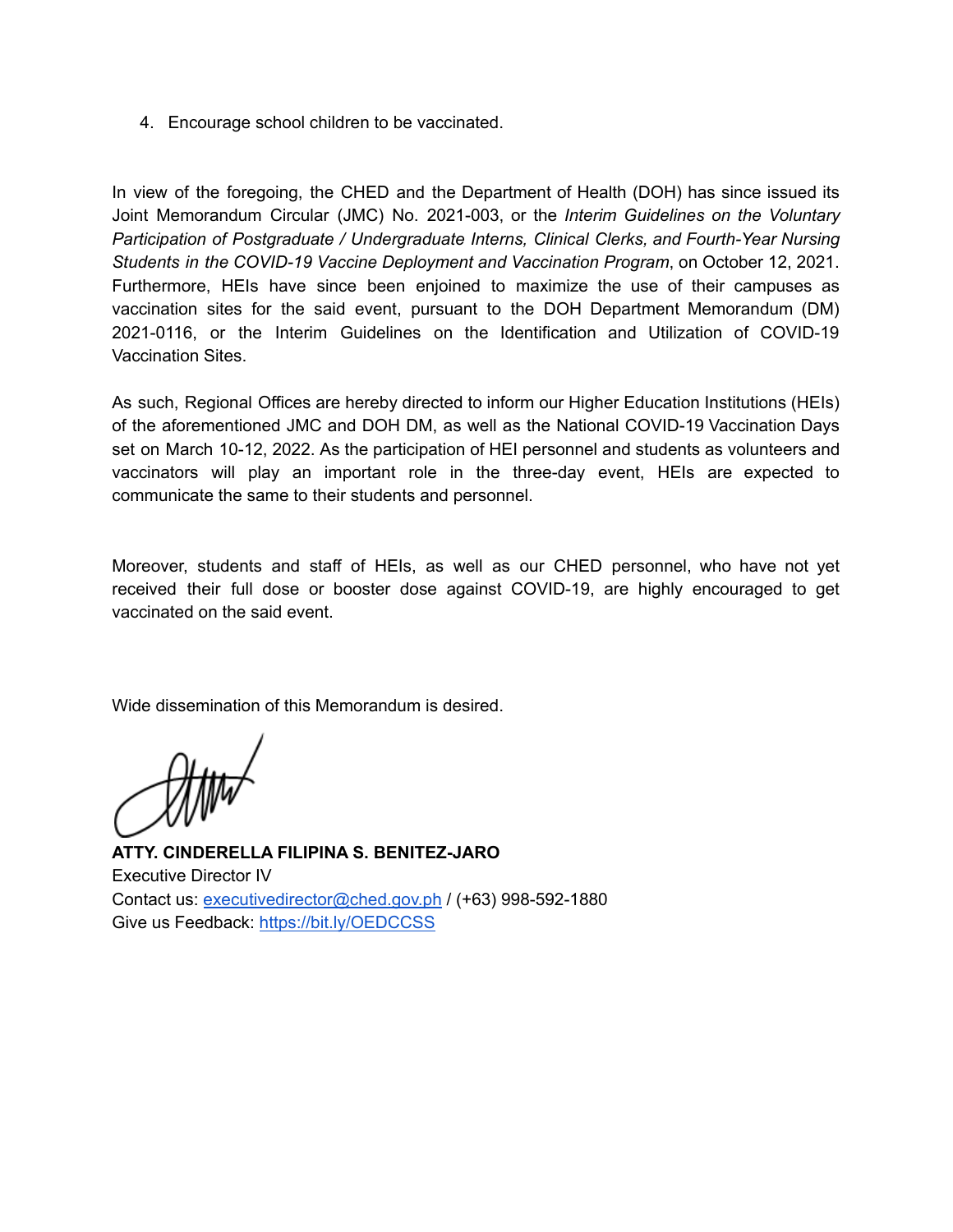4. Encourage school children to be vaccinated.

In view of the foregoing, the CHED and the Department of Health (DOH) has since issued its Joint Memorandum Circular (JMC) No. 2021-003, or the *Interim Guidelines on the Voluntary Participation of Postgraduate / Undergraduate Interns, Clinical Clerks, and Fourth-Year Nursing Students in the COVID-19 Vaccine Deployment and Vaccination Program*, on October 12, 2021. Furthermore, HEIs have since been enjoined to maximize the use of their campuses as vaccination sites for the said event, pursuant to the DOH Department Memorandum (DM) 2021-0116, or the Interim Guidelines on the Identification and Utilization of COVID-19 Vaccination Sites.

As such, Regional Offices are hereby directed to inform our Higher Education Institutions (HEIs) of the aforementioned JMC and DOH DM, as well as the National COVID-19 Vaccination Days set on March 10-12, 2022. As the participation of HEI personnel and students as volunteers and vaccinators will play an important role in the three-day event, HEIs are expected to communicate the same to their students and personnel.

Moreover, students and staff of HEIs, as well as our CHED personnel, who have not yet received their full dose or booster dose against COVID-19, are highly encouraged to get vaccinated on the said event.

Wide dissemination of this Memorandum is desired.

**ATTY. CINDERELLA FILIPINA S. BENITEZ-JARO**
Executive Director IV
Contact us: executivedirector@ched.gov.ph / (+63) 998-592-1880
Give us Feedback: https://bit.ly/OEDCCSS